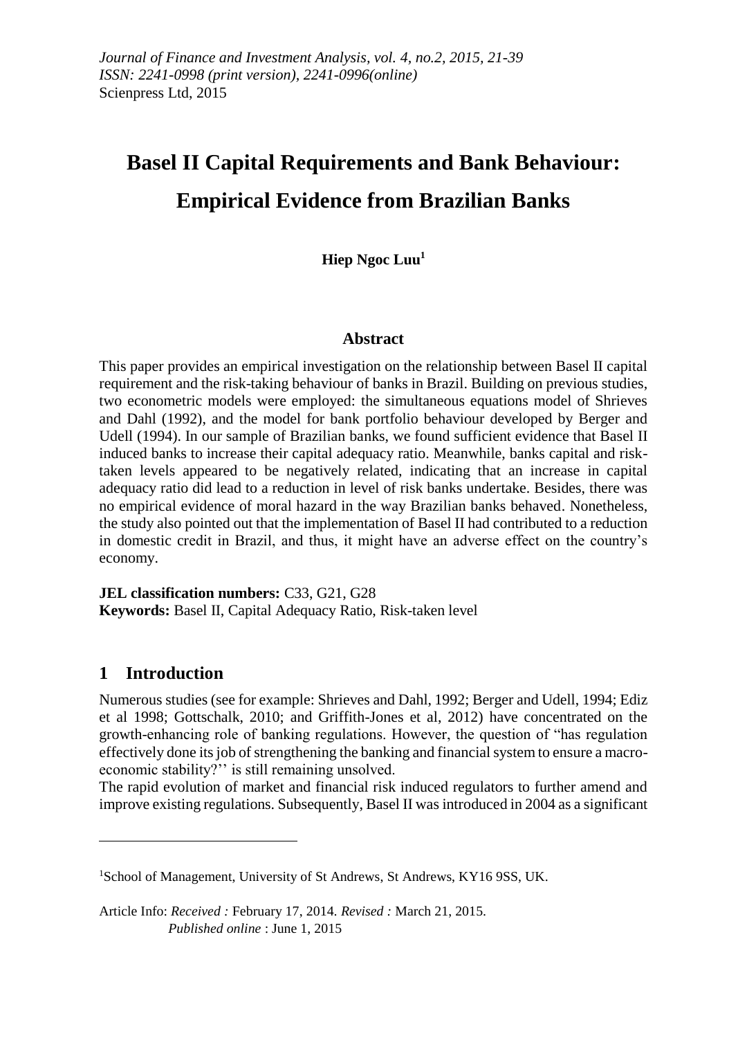*Journal of Finance and Investment Analysis, vol. 4, no.2, 2015, 21-39*
*ISSN: 2241-0998 (print version), 2241-0996(online)*
Scienpress Ltd, 2015

# Basel II Capital Requirements and Bank Behaviour: Empirical Evidence from Brazilian Banks

**Hiep Ngoc Luu[1]**

## Abstract

This paper provides an empirical investigation on the relationship between Basel II capital requirement and the risk-taking behaviour of banks in Brazil. Building on previous studies, two econometric models were employed: the simultaneous equations model of Shrieves and Dahl (1992), and the model for bank portfolio behaviour developed by Berger and Udell (1994). In our sample of Brazilian banks, we found sufficient evidence that Basel II induced banks to increase their capital adequacy ratio. Meanwhile, banks capital and risk-taken levels appeared to be negatively related, indicating that an increase in capital adequacy ratio did lead to a reduction in level of risk banks undertake. Besides, there was no empirical evidence of moral hazard in the way Brazilian banks behaved. Nonetheless, the study also pointed out that the implementation of Basel II had contributed to a reduction in domestic credit in Brazil, and thus, it might have an adverse effect on the country's economy.

**JEL classification numbers:** C33, G21, G28
**Keywords:** Basel II, Capital Adequacy Ratio, Risk-taken level

## 1 Introduction

Numerous studies (see for example: Shrieves and Dahl, 1992; Berger and Udell, 1994; Ediz et al 1998; Gottschalk, 2010; and Griffith-Jones et al, 2012) have concentrated on the growth-enhancing role of banking regulations. However, the question of "has regulation effectively done its job of strengthening the banking and financial system to ensure a macro-economic stability?'' is still remaining unsolved.

The rapid evolution of market and financial risk induced regulators to further amend and improve existing regulations. Subsequently, Basel II was introduced in 2004 as a significant

---

[1]School of Management, University of St Andrews, St Andrews, KY16 9SS, UK.

Article Info: *Received :* February 17, 2014. *Revised :* March 21, 2015.
*Published online* : June 1, 2015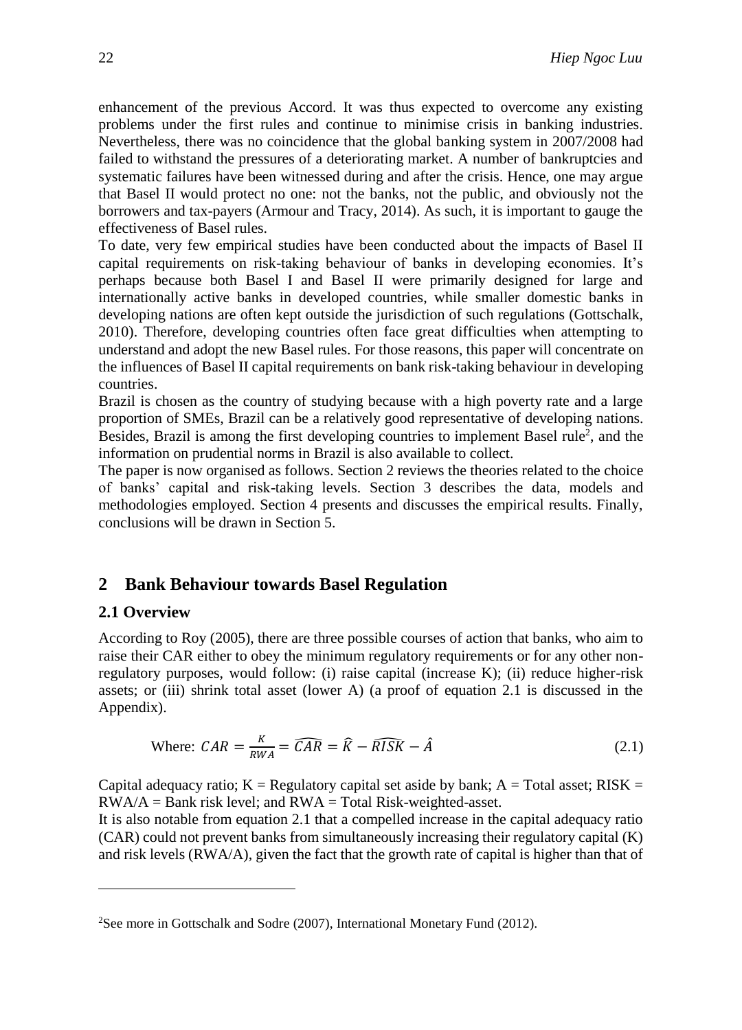enhancement of the previous Accord. It was thus expected to overcome any existing problems under the first rules and continue to minimise crisis in banking industries. Nevertheless, there was no coincidence that the global banking system in 2007/2008 had failed to withstand the pressures of a deteriorating market. A number of bankruptcies and systematic failures have been witnessed during and after the crisis. Hence, one may argue that Basel II would protect no one: not the banks, not the public, and obviously not the borrowers and tax-payers (Armour and Tracy, 2014). As such, it is important to gauge the effectiveness of Basel rules.

To date, very few empirical studies have been conducted about the impacts of Basel II capital requirements on risk-taking behaviour of banks in developing economies. It's perhaps because both Basel I and Basel II were primarily designed for large and internationally active banks in developed countries, while smaller domestic banks in developing nations are often kept outside the jurisdiction of such regulations (Gottschalk, 2010). Therefore, developing countries often face great difficulties when attempting to understand and adopt the new Basel rules. For those reasons, this paper will concentrate on the influences of Basel II capital requirements on bank risk-taking behaviour in developing countries.

Brazil is chosen as the country of studying because with a high poverty rate and a large proportion of SMEs, Brazil can be a relatively good representative of developing nations. Besides, Brazil is among the first developing countries to implement Basel rule[2], and the information on prudential norms in Brazil is also available to collect.

The paper is now organised as follows. Section 2 reviews the theories related to the choice of banks' capital and risk-taking levels. Section 3 describes the data, models and methodologies employed. Section 4 presents and discusses the empirical results. Finally, conclusions will be drawn in Section 5.

## 2 Bank Behaviour towards Basel Regulation

### 2.1 Overview

According to Roy (2005), there are three possible courses of action that banks, who aim to raise their CAR either to obey the minimum regulatory requirements or for any other non-regulatory purposes, would follow: (i) raise capital (increase K); (ii) reduce higher-risk assets; or (iii) shrink total asset (lower A) (a proof of equation 2.1 is discussed in the Appendix).

$$\text{Where: } CAR = \frac{K}{RWA} = \widehat{CAR} = \widehat{K} - \widehat{RISK} - \hat{A} \tag{2.1}$$

Capital adequacy ratio; K = Regulatory capital set aside by bank; A = Total asset; RISK = RWA/A = Bank risk level; and RWA = Total Risk-weighted-asset.

It is also notable from equation 2.1 that a compelled increase in the capital adequacy ratio (CAR) could not prevent banks from simultaneously increasing their regulatory capital (K) and risk levels (RWA/A), given the fact that the growth rate of capital is higher than that of

[2] See more in Gottschalk and Sodre (2007), International Monetary Fund (2012).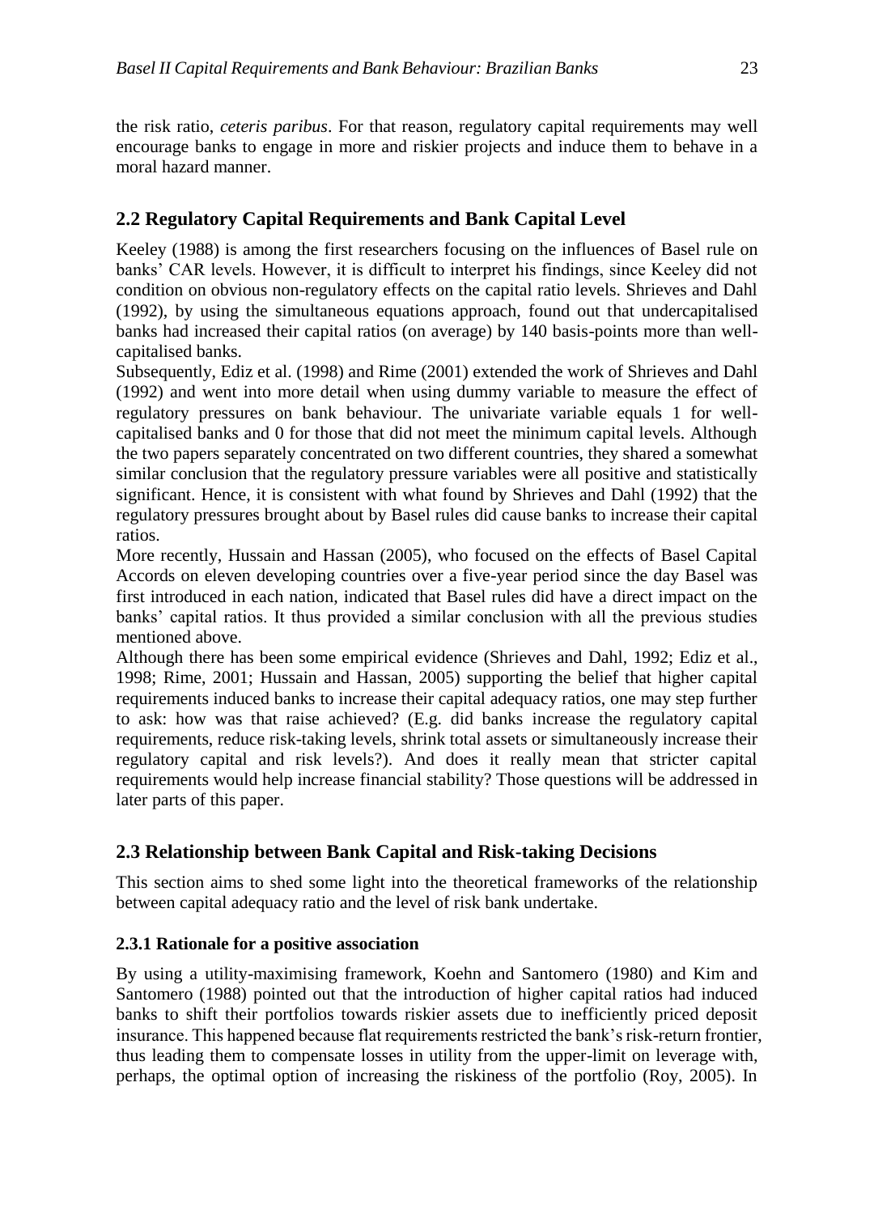the risk ratio, *ceteris paribus*. For that reason, regulatory capital requirements may well encourage banks to engage in more and riskier projects and induce them to behave in a moral hazard manner.

## 2.2 Regulatory Capital Requirements and Bank Capital Level

Keeley (1988) is among the first researchers focusing on the influences of Basel rule on banks' CAR levels. However, it is difficult to interpret his findings, since Keeley did not condition on obvious non-regulatory effects on the capital ratio levels. Shrieves and Dahl (1992), by using the simultaneous equations approach, found out that undercapitalised banks had increased their capital ratios (on average) by 140 basis-points more than well-capitalised banks.

Subsequently, Ediz et al. (1998) and Rime (2001) extended the work of Shrieves and Dahl (1992) and went into more detail when using dummy variable to measure the effect of regulatory pressures on bank behaviour. The univariate variable equals 1 for well-capitalised banks and 0 for those that did not meet the minimum capital levels. Although the two papers separately concentrated on two different countries, they shared a somewhat similar conclusion that the regulatory pressure variables were all positive and statistically significant. Hence, it is consistent with what found by Shrieves and Dahl (1992) that the regulatory pressures brought about by Basel rules did cause banks to increase their capital ratios.

More recently, Hussain and Hassan (2005), who focused on the effects of Basel Capital Accords on eleven developing countries over a five-year period since the day Basel was first introduced in each nation, indicated that Basel rules did have a direct impact on the banks' capital ratios. It thus provided a similar conclusion with all the previous studies mentioned above.

Although there has been some empirical evidence (Shrieves and Dahl, 1992; Ediz et al., 1998; Rime, 2001; Hussain and Hassan, 2005) supporting the belief that higher capital requirements induced banks to increase their capital adequacy ratios, one may step further to ask: how was that raise achieved? (E.g. did banks increase the regulatory capital requirements, reduce risk-taking levels, shrink total assets or simultaneously increase their regulatory capital and risk levels?). And does it really mean that stricter capital requirements would help increase financial stability? Those questions will be addressed in later parts of this paper.

## 2.3 Relationship between Bank Capital and Risk-taking Decisions

This section aims to shed some light into the theoretical frameworks of the relationship between capital adequacy ratio and the level of risk bank undertake.

### 2.3.1 Rationale for a positive association

By using a utility-maximising framework, Koehn and Santomero (1980) and Kim and Santomero (1988) pointed out that the introduction of higher capital ratios had induced banks to shift their portfolios towards riskier assets due to inefficiently priced deposit insurance. This happened because flat requirements restricted the bank's risk-return frontier, thus leading them to compensate losses in utility from the upper-limit on leverage with, perhaps, the optimal option of increasing the riskiness of the portfolio (Roy, 2005). In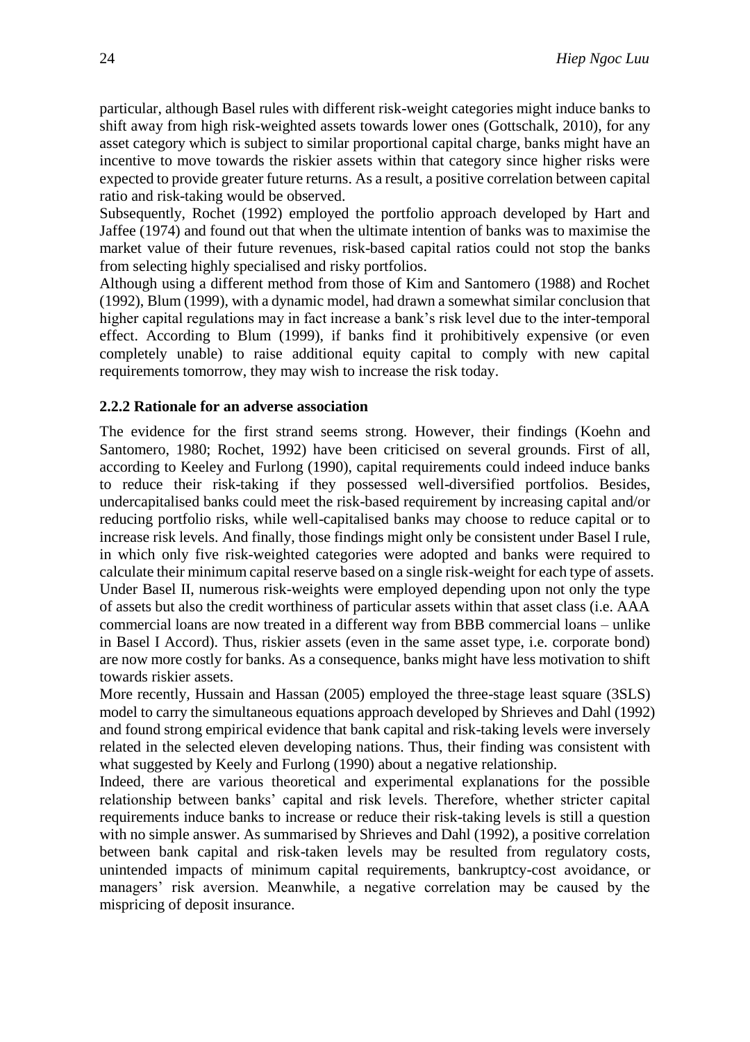particular, although Basel rules with different risk-weight categories might induce banks to shift away from high risk-weighted assets towards lower ones (Gottschalk, 2010), for any asset category which is subject to similar proportional capital charge, banks might have an incentive to move towards the riskier assets within that category since higher risks were expected to provide greater future returns. As a result, a positive correlation between capital ratio and risk-taking would be observed.

Subsequently, Rochet (1992) employed the portfolio approach developed by Hart and Jaffee (1974) and found out that when the ultimate intention of banks was to maximise the market value of their future revenues, risk-based capital ratios could not stop the banks from selecting highly specialised and risky portfolios.

Although using a different method from those of Kim and Santomero (1988) and Rochet (1992), Blum (1999), with a dynamic model, had drawn a somewhat similar conclusion that higher capital regulations may in fact increase a bank's risk level due to the inter-temporal effect. According to Blum (1999), if banks find it prohibitively expensive (or even completely unable) to raise additional equity capital to comply with new capital requirements tomorrow, they may wish to increase the risk today.

### 2.2.2 Rationale for an adverse association

The evidence for the first strand seems strong. However, their findings (Koehn and Santomero, 1980; Rochet, 1992) have been criticised on several grounds. First of all, according to Keeley and Furlong (1990), capital requirements could indeed induce banks to reduce their risk-taking if they possessed well-diversified portfolios. Besides, undercapitalised banks could meet the risk-based requirement by increasing capital and/or reducing portfolio risks, while well-capitalised banks may choose to reduce capital or to increase risk levels. And finally, those findings might only be consistent under Basel I rule, in which only five risk-weighted categories were adopted and banks were required to calculate their minimum capital reserve based on a single risk-weight for each type of assets. Under Basel II, numerous risk-weights were employed depending upon not only the type of assets but also the credit worthiness of particular assets within that asset class (i.e. AAA commercial loans are now treated in a different way from BBB commercial loans – unlike in Basel I Accord). Thus, riskier assets (even in the same asset type, i.e. corporate bond) are now more costly for banks. As a consequence, banks might have less motivation to shift towards riskier assets.

More recently, Hussain and Hassan (2005) employed the three-stage least square (3SLS) model to carry the simultaneous equations approach developed by Shrieves and Dahl (1992) and found strong empirical evidence that bank capital and risk-taking levels were inversely related in the selected eleven developing nations. Thus, their finding was consistent with what suggested by Keely and Furlong (1990) about a negative relationship.

Indeed, there are various theoretical and experimental explanations for the possible relationship between banks' capital and risk levels. Therefore, whether stricter capital requirements induce banks to increase or reduce their risk-taking levels is still a question with no simple answer. As summarised by Shrieves and Dahl (1992), a positive correlation between bank capital and risk-taken levels may be resulted from regulatory costs, unintended impacts of minimum capital requirements, bankruptcy-cost avoidance, or managers' risk aversion. Meanwhile, a negative correlation may be caused by the mispricing of deposit insurance.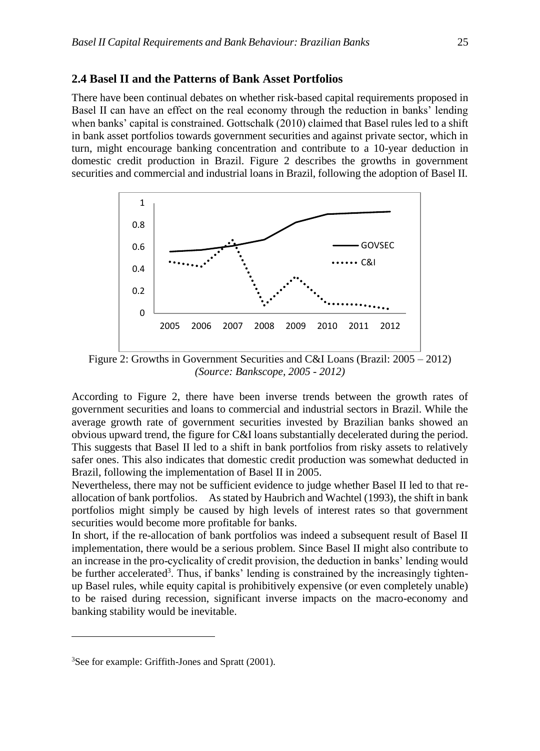## 2.4 Basel II and the Patterns of Bank Asset Portfolios

There have been continual debates on whether risk-based capital requirements proposed in Basel II can have an effect on the real economy through the reduction in banks' lending when banks' capital is constrained. Gottschalk (2010) claimed that Basel rules led to a shift in bank asset portfolios towards government securities and against private sector, which in turn, might encourage banking concentration and contribute to a 10-year deduction in domestic credit production in Brazil. Figure 2 describes the growths in government securities and commercial and industrial loans in Brazil, following the adoption of Basel II.

Figure 2: Growths in Government Securities and C&I Loans (Brazil: 2005 – 2012)
*(Source: Bankscope, 2005 - 2012)*

According to Figure 2, there have been inverse trends between the growth rates of government securities and loans to commercial and industrial sectors in Brazil. While the average growth rate of government securities invested by Brazilian banks showed an obvious upward trend, the figure for C&I loans substantially decelerated during the period. This suggests that Basel II led to a shift in bank portfolios from risky assets to relatively safer ones. This also indicates that domestic credit production was somewhat deducted in Brazil, following the implementation of Basel II in 2005.

Nevertheless, there may not be sufficient evidence to judge whether Basel II led to that re-allocation of bank portfolios. As stated by Haubrich and Wachtel (1993), the shift in bank portfolios might simply be caused by high levels of interest rates so that government securities would become more profitable for banks.

In short, if the re-allocation of bank portfolios was indeed a subsequent result of Basel II implementation, there would be a serious problem. Since Basel II might also contribute to an increase in the pro-cyclicality of credit provision, the deduction in banks' lending would be further accelerated[3]. Thus, if banks' lending is constrained by the increasingly tighten-up Basel rules, while equity capital is prohibitively expensive (or even completely unable) to be raised during recession, significant inverse impacts on the macro-economy and banking stability would be inevitable.

[3]See for example: Griffith-Jones and Spratt (2001).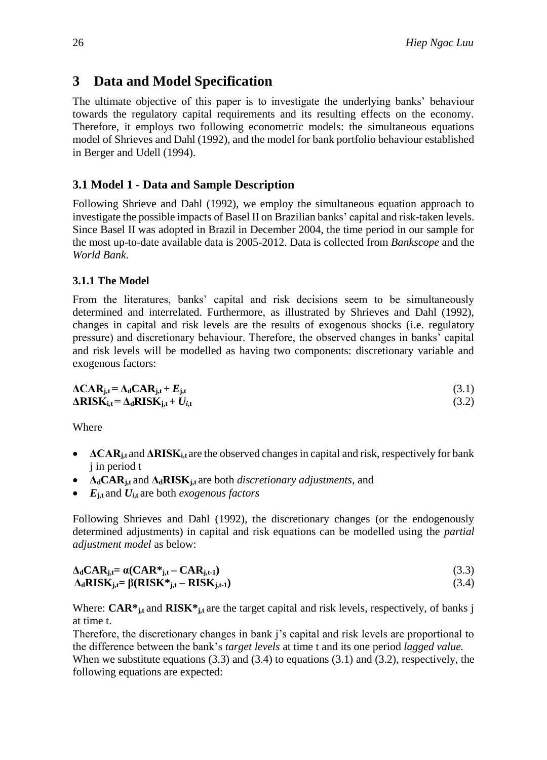# 3 Data and Model Specification

The ultimate objective of this paper is to investigate the underlying banks' behaviour towards the regulatory capital requirements and its resulting effects on the economy. Therefore, it employs two following econometric models: the simultaneous equations model of Shrieves and Dahl (1992), and the model for bank portfolio behaviour established in Berger and Udell (1994).

## 3.1 Model 1 - Data and Sample Description

Following Shrieve and Dahl (1992), we employ the simultaneous equation approach to investigate the possible impacts of Basel II on Brazilian banks' capital and risk-taken levels. Since Basel II was adopted in Brazil in December 2004, the time period in our sample for the most up-to-date available data is 2005-2012. Data is collected from *Bankscope* and the *World Bank*.

### 3.1.1 The Model

From the literatures, banks' capital and risk decisions seem to be simultaneously determined and interrelated. Furthermore, as illustrated by Shrieves and Dahl (1992), changes in capital and risk levels are the results of exogenous shocks (i.e. regulatory pressure) and discretionary behaviour. Therefore, the observed changes in banks' capital and risk levels will be modelled as having two components: discretionary variable and exogenous factors:

$$\Delta \mathbf{CAR}_{j,t} = \Delta_d \mathbf{CAR}_{j,t} + E_{j,t} \tag{3.1}$$

$$\Delta \mathbf{RISK}_{i,t} = \Delta_d \mathbf{RISK}_{j,t} + U_{i,t} \tag{3.2}$$

Where

- $\Delta \mathbf{CAR}_{j,t}$ and $\Delta \mathbf{RISK}_{i,t}$ are the observed changes in capital and risk, respectively for bank j in period t
- $\Delta_d \mathbf{CAR}_{j,t}$ and $\Delta_d \mathbf{RISK}_{j,t}$ are both *discretionary adjustments*, and
- $E_{j,t}$ and $U_{i,t}$ are both *exogenous factors*

Following Shrieves and Dahl (1992), the discretionary changes (or the endogenously determined adjustments) in capital and risk equations can be modelled using the *partial adjustment model* as below:

$$\Delta_d \mathbf{CAR}_{j,t} = \alpha(\mathbf{CAR}^*_{j,t} - \mathbf{CAR}_{j,t-1}) \tag{3.3}$$

$$\Delta_d \mathbf{RISK}_{j,t} = \beta(\mathbf{RISK}^*_{j,t} - \mathbf{RISK}_{j,t-1}) \tag{3.4}$$

Where: $\mathbf{CAR}^*_{j,t}$ and $\mathbf{RISK}^*_{j,t}$ are the target capital and risk levels, respectively, of banks j at time t.

Therefore, the discretionary changes in bank j's capital and risk levels are proportional to the difference between the bank's *target levels* at time t and its one period *lagged value.*

When we substitute equations (3.3) and (3.4) to equations (3.1) and (3.2), respectively, the following equations are expected: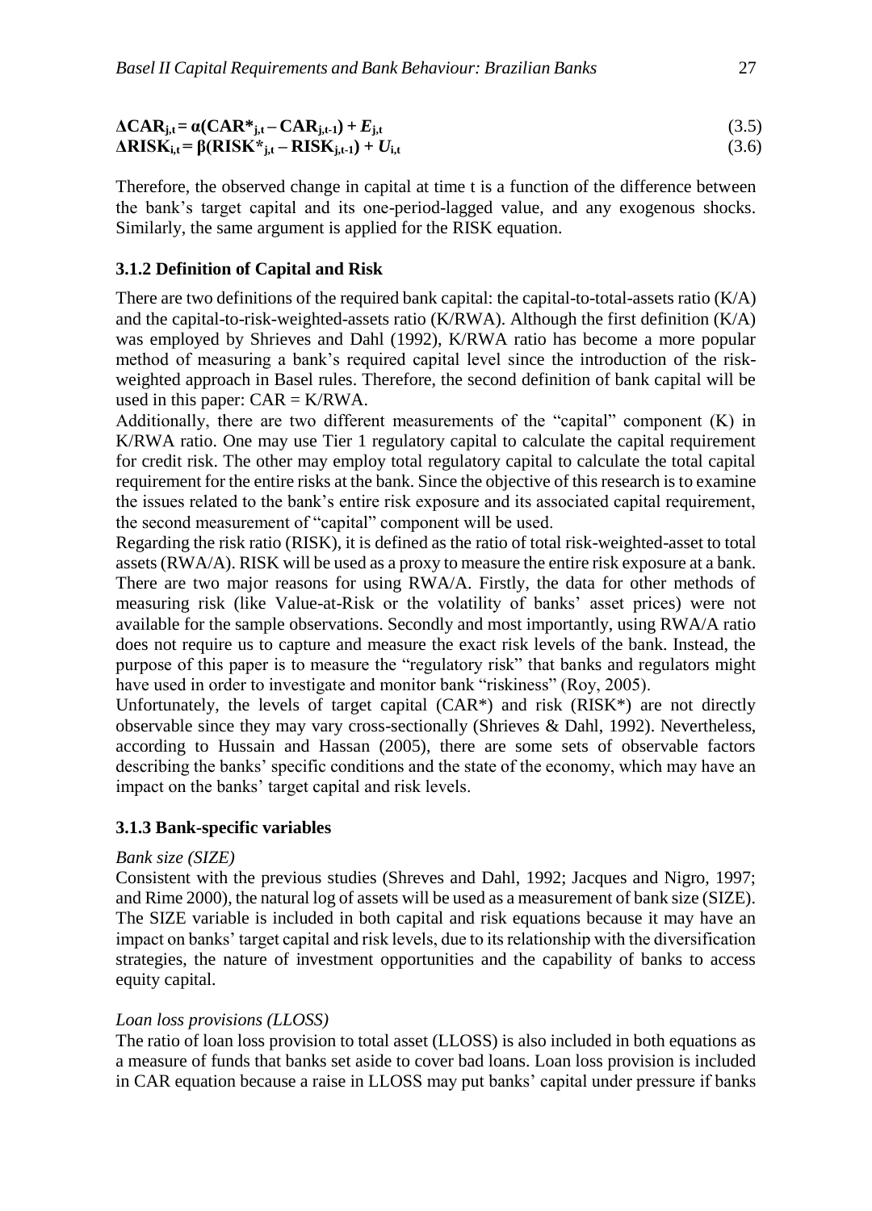$$\Delta \mathbf{CAR}_{j,t} = \alpha(\mathbf{CAR}^*_{j,t} - \mathbf{CAR}_{j,t-1}) + E_{j,t} \tag{3.5}$$

$$\Delta \mathbf{RISK}_{i,t} = \beta(\mathbf{RISK}^*_{j,t} - \mathbf{RISK}_{j,t-1}) + U_{i,t} \tag{3.6}$$

Therefore, the observed change in capital at time t is a function of the difference between the bank's target capital and its one-period-lagged value, and any exogenous shocks. Similarly, the same argument is applied for the RISK equation.

### 3.1.2 Definition of Capital and Risk

There are two definitions of the required bank capital: the capital-to-total-assets ratio (K/A) and the capital-to-risk-weighted-assets ratio (K/RWA). Although the first definition (K/A) was employed by Shrieves and Dahl (1992), K/RWA ratio has become a more popular method of measuring a bank's required capital level since the introduction of the risk-weighted approach in Basel rules. Therefore, the second definition of bank capital will be used in this paper: CAR = K/RWA.

Additionally, there are two different measurements of the "capital" component (K) in K/RWA ratio. One may use Tier 1 regulatory capital to calculate the capital requirement for credit risk. The other may employ total regulatory capital to calculate the total capital requirement for the entire risks at the bank. Since the objective of this research is to examine the issues related to the bank's entire risk exposure and its associated capital requirement, the second measurement of "capital" component will be used.

Regarding the risk ratio (RISK), it is defined as the ratio of total risk-weighted-asset to total assets (RWA/A). RISK will be used as a proxy to measure the entire risk exposure at a bank. There are two major reasons for using RWA/A. Firstly, the data for other methods of measuring risk (like Value-at-Risk or the volatility of banks' asset prices) were not available for the sample observations. Secondly and most importantly, using RWA/A ratio does not require us to capture and measure the exact risk levels of the bank. Instead, the purpose of this paper is to measure the "regulatory risk" that banks and regulators might have used in order to investigate and monitor bank "riskiness" (Roy, 2005).

Unfortunately, the levels of target capital (CAR*) and risk (RISK*) are not directly observable since they may vary cross-sectionally (Shrieves & Dahl, 1992). Nevertheless, according to Hussain and Hassan (2005), there are some sets of observable factors describing the banks' specific conditions and the state of the economy, which may have an impact on the banks' target capital and risk levels.

### 3.1.3 Bank-specific variables

*Bank size (SIZE)*

Consistent with the previous studies (Shreves and Dahl, 1992; Jacques and Nigro, 1997; and Rime 2000), the natural log of assets will be used as a measurement of bank size (SIZE). The SIZE variable is included in both capital and risk equations because it may have an impact on banks' target capital and risk levels, due to its relationship with the diversification strategies, the nature of investment opportunities and the capability of banks to access equity capital.

*Loan loss provisions (LLOSS)*

The ratio of loan loss provision to total asset (LLOSS) is also included in both equations as a measure of funds that banks set aside to cover bad loans. Loan loss provision is included in CAR equation because a raise in LLOSS may put banks' capital under pressure if banks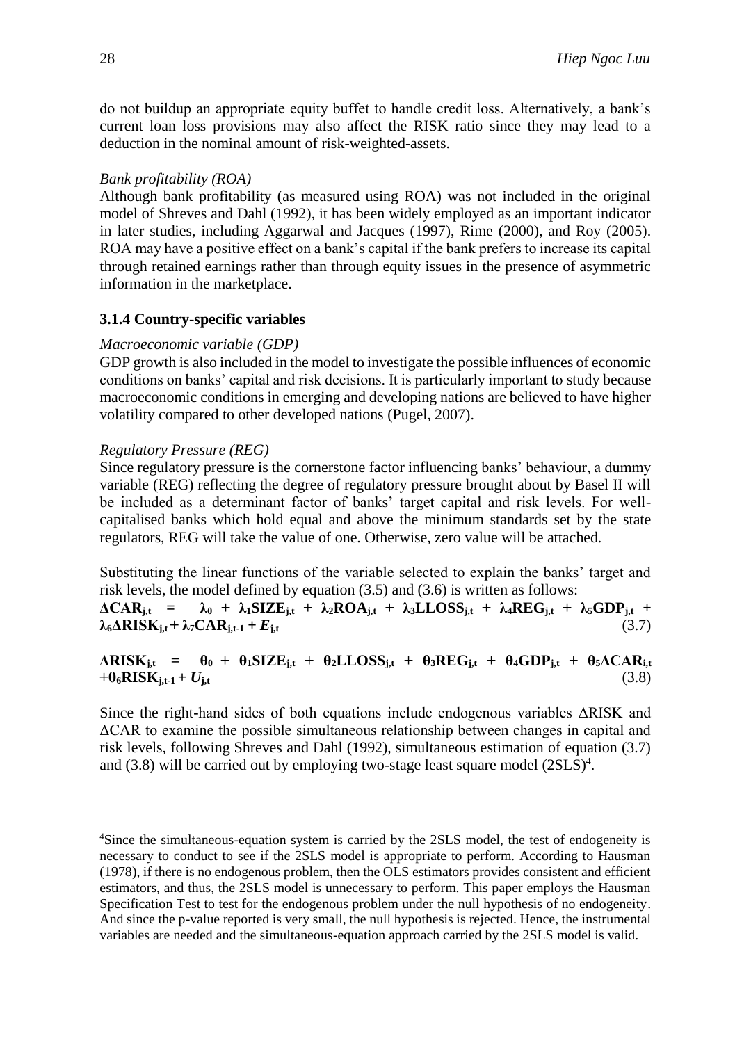do not buildup an appropriate equity buffet to handle credit loss. Alternatively, a bank's current loan loss provisions may also affect the RISK ratio since they may lead to a deduction in the nominal amount of risk-weighted-assets.

*Bank profitability (ROA)*

Although bank profitability (as measured using ROA) was not included in the original model of Shreves and Dahl (1992), it has been widely employed as an important indicator in later studies, including Aggarwal and Jacques (1997), Rime (2000), and Roy (2005). ROA may have a positive effect on a bank's capital if the bank prefers to increase its capital through retained earnings rather than through equity issues in the presence of asymmetric information in the marketplace.

### 3.1.4 Country-specific variables

*Macroeconomic variable (GDP)*

GDP growth is also included in the model to investigate the possible influences of economic conditions on banks' capital and risk decisions. It is particularly important to study because macroeconomic conditions in emerging and developing nations are believed to have higher volatility compared to other developed nations (Pugel, 2007).

*Regulatory Pressure (REG)*

Since regulatory pressure is the cornerstone factor influencing banks' behaviour, a dummy variable (REG) reflecting the degree of regulatory pressure brought about by Basel II will be included as a determinant factor of banks' target capital and risk levels. For well-capitalised banks which hold equal and above the minimum standards set by the state regulators, REG will take the value of one. Otherwise, zero value will be attached.

Substituting the linear functions of the variable selected to explain the banks' target and risk levels, the model defined by equation (3.5) and (3.6) is written as follows:

$$\Delta \mathbf{CAR}_{j,t} = \lambda_0 + \lambda_1 \mathbf{SIZE}_{j,t} + \lambda_2 \mathbf{ROA}_{j,t} + \lambda_3 \mathbf{LLOSS}_{j,t} + \lambda_4 \mathbf{REG}_{j,t} + \lambda_5 \mathbf{GDP}_{j,t} + \lambda_6 \Delta \mathbf{RISK}_{j,t} + \lambda_7 \mathbf{CAR}_{j,t-1} + E_{j,t} \tag{3.7}$$

$$\Delta \mathbf{RISK}_{j,t} = \theta_0 + \theta_1 \mathbf{SIZE}_{j,t} + \theta_2 \mathbf{LLOSS}_{j,t} + \theta_3 \mathbf{REG}_{j,t} + \theta_4 \mathbf{GDP}_{j,t} + \theta_5 \Delta \mathbf{CAR}_{i,t} + \theta_6 \mathbf{RISK}_{j,t-1} + U_{j,t} \tag{3.8}$$

Since the right-hand sides of both equations include endogenous variables ΔRISK and ΔCAR to examine the possible simultaneous relationship between changes in capital and risk levels, following Shreves and Dahl (1992), simultaneous estimation of equation (3.7) and (3.8) will be carried out by employing two-stage least square model (2SLS)[4].

---

[4]Since the simultaneous-equation system is carried by the 2SLS model, the test of endogeneity is necessary to conduct to see if the 2SLS model is appropriate to perform. According to Hausman (1978), if there is no endogenous problem, then the OLS estimators provides consistent and efficient estimators, and thus, the 2SLS model is unnecessary to perform. This paper employs the Hausman Specification Test to test for the endogenous problem under the null hypothesis of no endogeneity. And since the p-value reported is very small, the null hypothesis is rejected. Hence, the instrumental variables are needed and the simultaneous-equation approach carried by the 2SLS model is valid.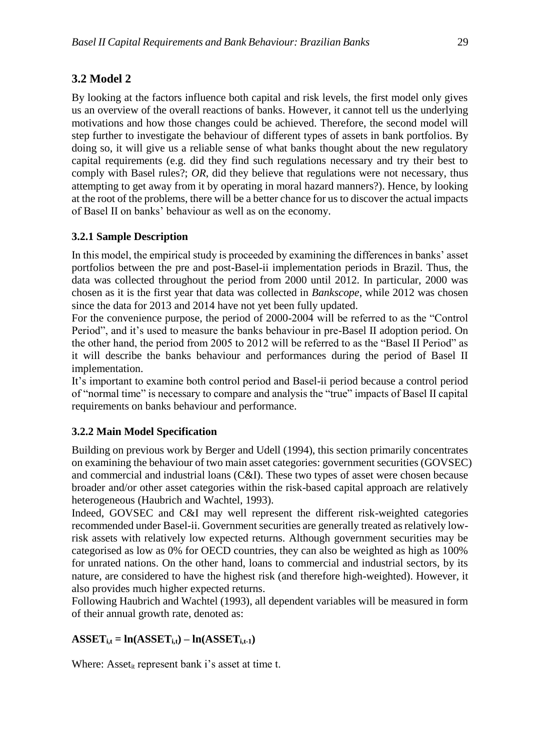## 3.2 Model 2

By looking at the factors influence both capital and risk levels, the first model only gives us an overview of the overall reactions of banks. However, it cannot tell us the underlying motivations and how those changes could be achieved. Therefore, the second model will step further to investigate the behaviour of different types of assets in bank portfolios. By doing so, it will give us a reliable sense of what banks thought about the new regulatory capital requirements (e.g. did they find such regulations necessary and try their best to comply with Basel rules?; *OR*, did they believe that regulations were not necessary, thus attempting to get away from it by operating in moral hazard manners?). Hence, by looking at the root of the problems, there will be a better chance for us to discover the actual impacts of Basel II on banks' behaviour as well as on the economy.

### 3.2.1 Sample Description

In this model, the empirical study is proceeded by examining the differences in banks' asset portfolios between the pre and post-Basel-ii implementation periods in Brazil. Thus, the data was collected throughout the period from 2000 until 2012. In particular, 2000 was chosen as it is the first year that data was collected in *Bankscope*, while 2012 was chosen since the data for 2013 and 2014 have not yet been fully updated.

For the convenience purpose, the period of 2000-2004 will be referred to as the "Control Period", and it's used to measure the banks behaviour in pre-Basel II adoption period. On the other hand, the period from 2005 to 2012 will be referred to as the "Basel II Period" as it will describe the banks behaviour and performances during the period of Basel II implementation.

It's important to examine both control period and Basel-ii period because a control period of "normal time" is necessary to compare and analysis the "true" impacts of Basel II capital requirements on banks behaviour and performance.

### 3.2.2 Main Model Specification

Building on previous work by Berger and Udell (1994), this section primarily concentrates on examining the behaviour of two main asset categories: government securities (GOVSEC) and commercial and industrial loans (C&I). These two types of asset were chosen because broader and/or other asset categories within the risk-based capital approach are relatively heterogeneous (Haubrich and Wachtel, 1993).

Indeed, GOVSEC and C&I may well represent the different risk-weighted categories recommended under Basel-ii. Government securities are generally treated as relatively low-risk assets with relatively low expected returns. Although government securities may be categorised as low as 0% for OECD countries, they can also be weighted as high as 100% for unrated nations. On the other hand, loans to commercial and industrial sectors, by its nature, are considered to have the highest risk (and therefore high-weighted). However, it also provides much higher expected returns.

Following Haubrich and Wachtel (1993), all dependent variables will be measured in form of their annual growth rate, denoted as:

$$\mathbf{ASSET_{i,t} = \ln(ASSET_{i,t}) - \ln(ASSET_{i,t-1})}$$

Where: $Asset_{it}$ represent bank i's asset at time t.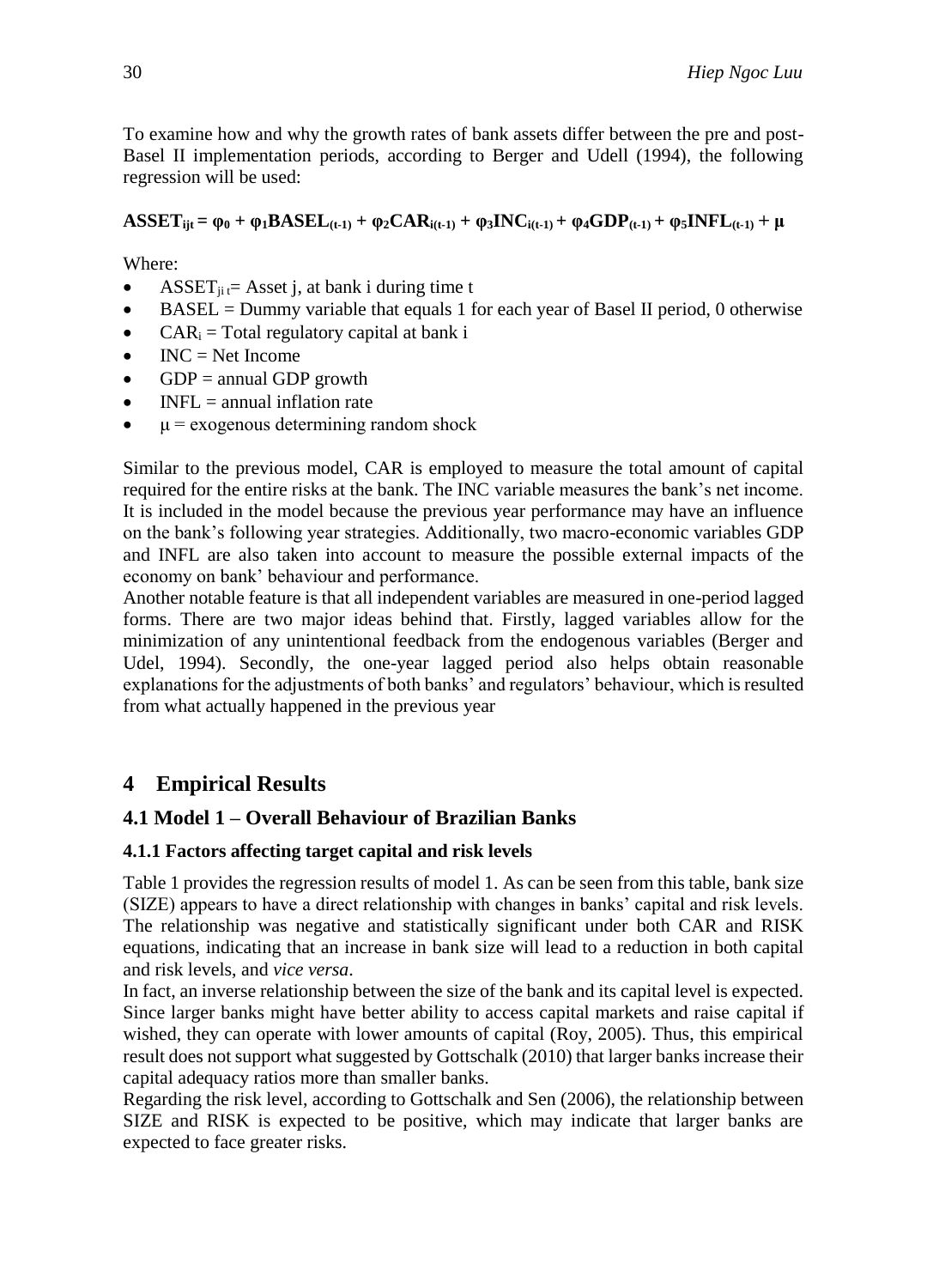To examine how and why the growth rates of bank assets differ between the pre and post-Basel II implementation periods, according to Berger and Udell (1994), the following regression will be used:

$$\mathbf{ASSET_{ijt} = \varphi_0 + \varphi_1 BASEL_{(t-1)} + \varphi_2 CAR_{i(t-1)} + \varphi_3 INC_{i(t-1)} + \varphi_4 GDP_{(t-1)} + \varphi_5 INFL_{(t-1)} + \mu}$$

Where:

- $ASSET_{ji\,t}$= Asset j, at bank i during time t
- BASEL = Dummy variable that equals 1 for each year of Basel II period, 0 otherwise
- $CAR_i$ = Total regulatory capital at bank i
- INC = Net Income
- GDP = annual GDP growth
- INFL = annual inflation rate
- $\mu$ = exogenous determining random shock

Similar to the previous model, CAR is employed to measure the total amount of capital required for the entire risks at the bank. The INC variable measures the bank's net income. It is included in the model because the previous year performance may have an influence on the bank's following year strategies. Additionally, two macro-economic variables GDP and INFL are also taken into account to measure the possible external impacts of the economy on bank' behaviour and performance.

Another notable feature is that all independent variables are measured in one-period lagged forms. There are two major ideas behind that. Firstly, lagged variables allow for the minimization of any unintentional feedback from the endogenous variables (Berger and Udel, 1994). Secondly, the one-year lagged period also helps obtain reasonable explanations for the adjustments of both banks' and regulators' behaviour, which is resulted from what actually happened in the previous year

# 4 Empirical Results

## 4.1 Model 1 – Overall Behaviour of Brazilian Banks

### 4.1.1 Factors affecting target capital and risk levels

Table 1 provides the regression results of model 1. As can be seen from this table, bank size (SIZE) appears to have a direct relationship with changes in banks' capital and risk levels. The relationship was negative and statistically significant under both CAR and RISK equations, indicating that an increase in bank size will lead to a reduction in both capital and risk levels, and *vice versa*.

In fact, an inverse relationship between the size of the bank and its capital level is expected. Since larger banks might have better ability to access capital markets and raise capital if wished, they can operate with lower amounts of capital (Roy, 2005). Thus, this empirical result does not support what suggested by Gottschalk (2010) that larger banks increase their capital adequacy ratios more than smaller banks.

Regarding the risk level, according to Gottschalk and Sen (2006), the relationship between SIZE and RISK is expected to be positive, which may indicate that larger banks are expected to face greater risks.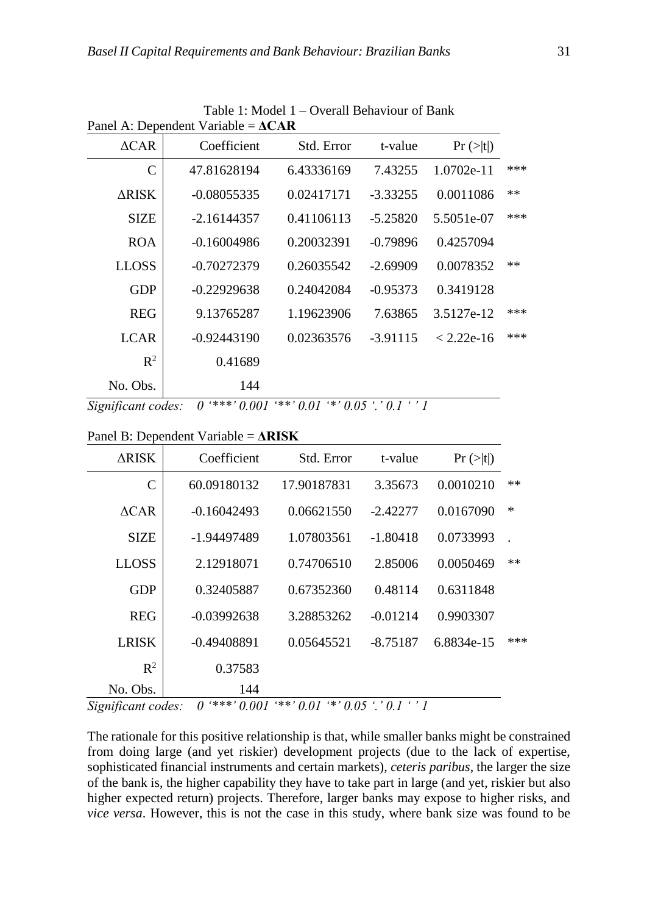Table 1: Model 1 – Overall Behaviour of Bank

Panel A: Dependent Variable = **ΔCAR**

| ΔCAR | Coefficient | Std. Error | t-value | Pr (>\|t\|) | |
|---|---|---|---|---|---|
| C | 47.81628194 | 6.43336169 | 7.43255 | 1.0702e-11 | *** |
| ΔRISK | -0.08055335 | 0.02417171 | -3.33255 | 0.0011086 | ** |
| SIZE | -2.16144357 | 0.41106113 | -5.25820 | 5.5051e-07 | *** |
| ROA | -0.16004986 | 0.20032391 | -0.79896 | 0.4257094 | |
| LLOSS | -0.70272379 | 0.26035542 | -2.69909 | 0.0078352 | ** |
| GDP | -0.22929638 | 0.24042084 | -0.95373 | 0.3419128 | |
| REG | 9.13765287 | 1.19623906 | 7.63865 | 3.5127e-12 | *** |
| LCAR | -0.92443190 | 0.02363576 | -3.91115 | < 2.22e-16 | *** |
| $R^2$ | 0.41689 | | | | |
| No. Obs. | 144 | | | | |

*Significant codes: 0 '\*\*\*' 0.001 '\*\*' 0.01 '\*' 0.05 '.' 0.1 ' ' 1*

Panel B: Dependent Variable = **ΔRISK**

| ΔRISK | Coefficient | Std. Error | t-value | Pr (>\|t\|) | |
|---|---|---|---|---|---|
| C | 60.09180132 | 17.90187831 | 3.35673 | 0.0010210 | ** |
| ΔCAR | -0.16042493 | 0.06621550 | -2.42277 | 0.0167090 | * |
| SIZE | -1.94497489 | 1.07803561 | -1.80418 | 0.0733993 | . |
| LLOSS | 2.12918071 | 0.74706510 | 2.85006 | 0.0050469 | ** |
| GDP | 0.32405887 | 0.67352360 | 0.48114 | 0.6311848 | |
| REG | -0.03992638 | 3.28853262 | -0.01214 | 0.9903307 | |
| LRISK | -0.49408891 | 0.05645521 | -8.75187 | 6.8834e-15 | *** |
| $R^2$ | 0.37583 | | | | |
| No. Obs. | 144 | | | | |

*Significant codes: 0 '\*\*\*' 0.001 '\*\*' 0.01 '\*' 0.05 '.' 0.1 ' ' 1*

The rationale for this positive relationship is that, while smaller banks might be constrained from doing large (and yet riskier) development projects (due to the lack of expertise, sophisticated financial instruments and certain markets), *ceteris paribus*, the larger the size of the bank is, the higher capability they have to take part in large (and yet, riskier but also higher expected return) projects. Therefore, larger banks may expose to higher risks, and *vice versa*. However, this is not the case in this study, where bank size was found to be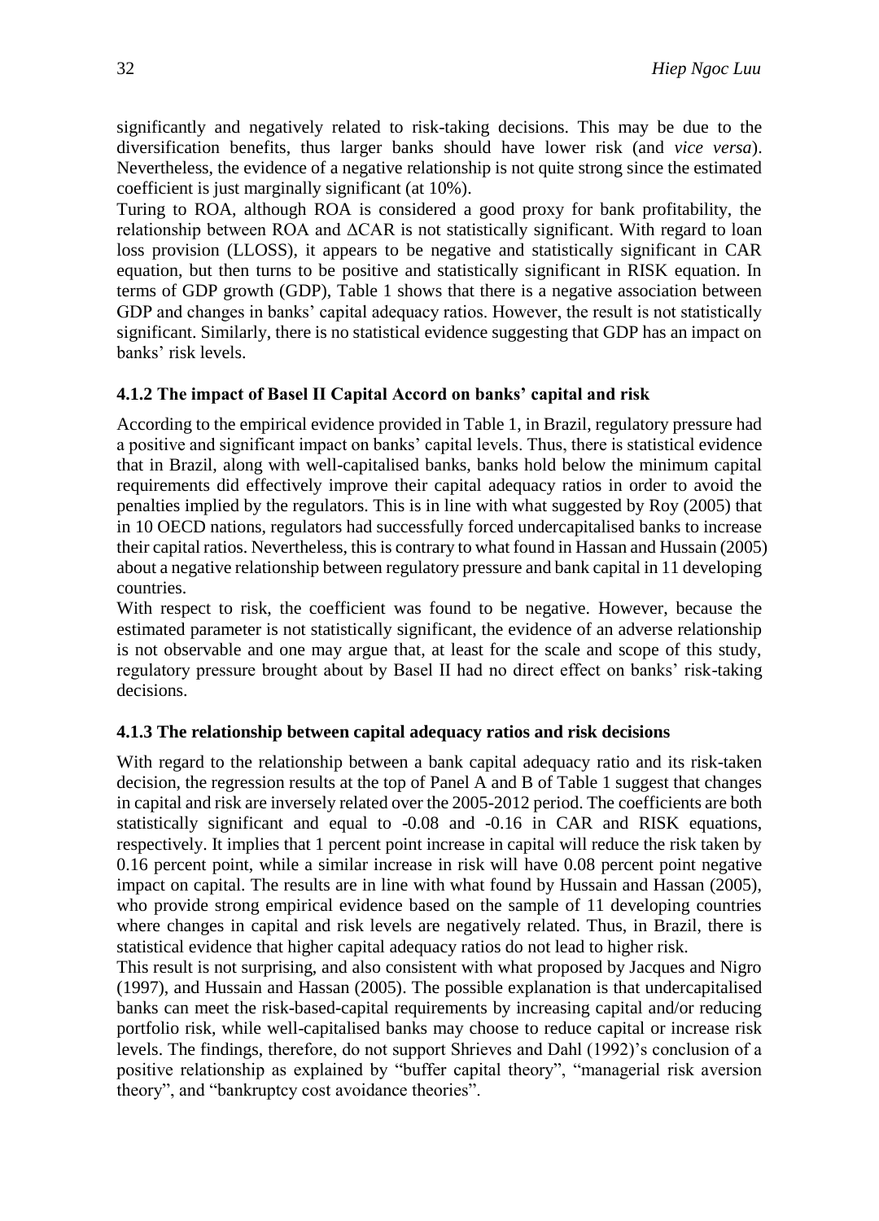significantly and negatively related to risk-taking decisions. This may be due to the diversification benefits, thus larger banks should have lower risk (and *vice versa*). Nevertheless, the evidence of a negative relationship is not quite strong since the estimated coefficient is just marginally significant (at 10%).

Turing to ROA, although ROA is considered a good proxy for bank profitability, the relationship between ROA and ΔCAR is not statistically significant. With regard to loan loss provision (LLOSS), it appears to be negative and statistically significant in CAR equation, but then turns to be positive and statistically significant in RISK equation. In terms of GDP growth (GDP), Table 1 shows that there is a negative association between GDP and changes in banks' capital adequacy ratios. However, the result is not statistically significant. Similarly, there is no statistical evidence suggesting that GDP has an impact on banks' risk levels.

### 4.1.2 The impact of Basel II Capital Accord on banks' capital and risk

According to the empirical evidence provided in Table 1, in Brazil, regulatory pressure had a positive and significant impact on banks' capital levels. Thus, there is statistical evidence that in Brazil, along with well-capitalised banks, banks hold below the minimum capital requirements did effectively improve their capital adequacy ratios in order to avoid the penalties implied by the regulators. This is in line with what suggested by Roy (2005) that in 10 OECD nations, regulators had successfully forced undercapitalised banks to increase their capital ratios. Nevertheless, this is contrary to what found in Hassan and Hussain (2005) about a negative relationship between regulatory pressure and bank capital in 11 developing countries.

With respect to risk, the coefficient was found to be negative. However, because the estimated parameter is not statistically significant, the evidence of an adverse relationship is not observable and one may argue that, at least for the scale and scope of this study, regulatory pressure brought about by Basel II had no direct effect on banks' risk-taking decisions.

### 4.1.3 The relationship between capital adequacy ratios and risk decisions

With regard to the relationship between a bank capital adequacy ratio and its risk-taken decision, the regression results at the top of Panel A and B of Table 1 suggest that changes in capital and risk are inversely related over the 2005-2012 period. The coefficients are both statistically significant and equal to -0.08 and -0.16 in CAR and RISK equations, respectively. It implies that 1 percent point increase in capital will reduce the risk taken by 0.16 percent point, while a similar increase in risk will have 0.08 percent point negative impact on capital. The results are in line with what found by Hussain and Hassan (2005), who provide strong empirical evidence based on the sample of 11 developing countries where changes in capital and risk levels are negatively related. Thus, in Brazil, there is statistical evidence that higher capital adequacy ratios do not lead to higher risk.

This result is not surprising, and also consistent with what proposed by Jacques and Nigro (1997), and Hussain and Hassan (2005). The possible explanation is that undercapitalised banks can meet the risk-based-capital requirements by increasing capital and/or reducing portfolio risk, while well-capitalised banks may choose to reduce capital or increase risk levels. The findings, therefore, do not support Shrieves and Dahl (1992)'s conclusion of a positive relationship as explained by "buffer capital theory", "managerial risk aversion theory", and "bankruptcy cost avoidance theories".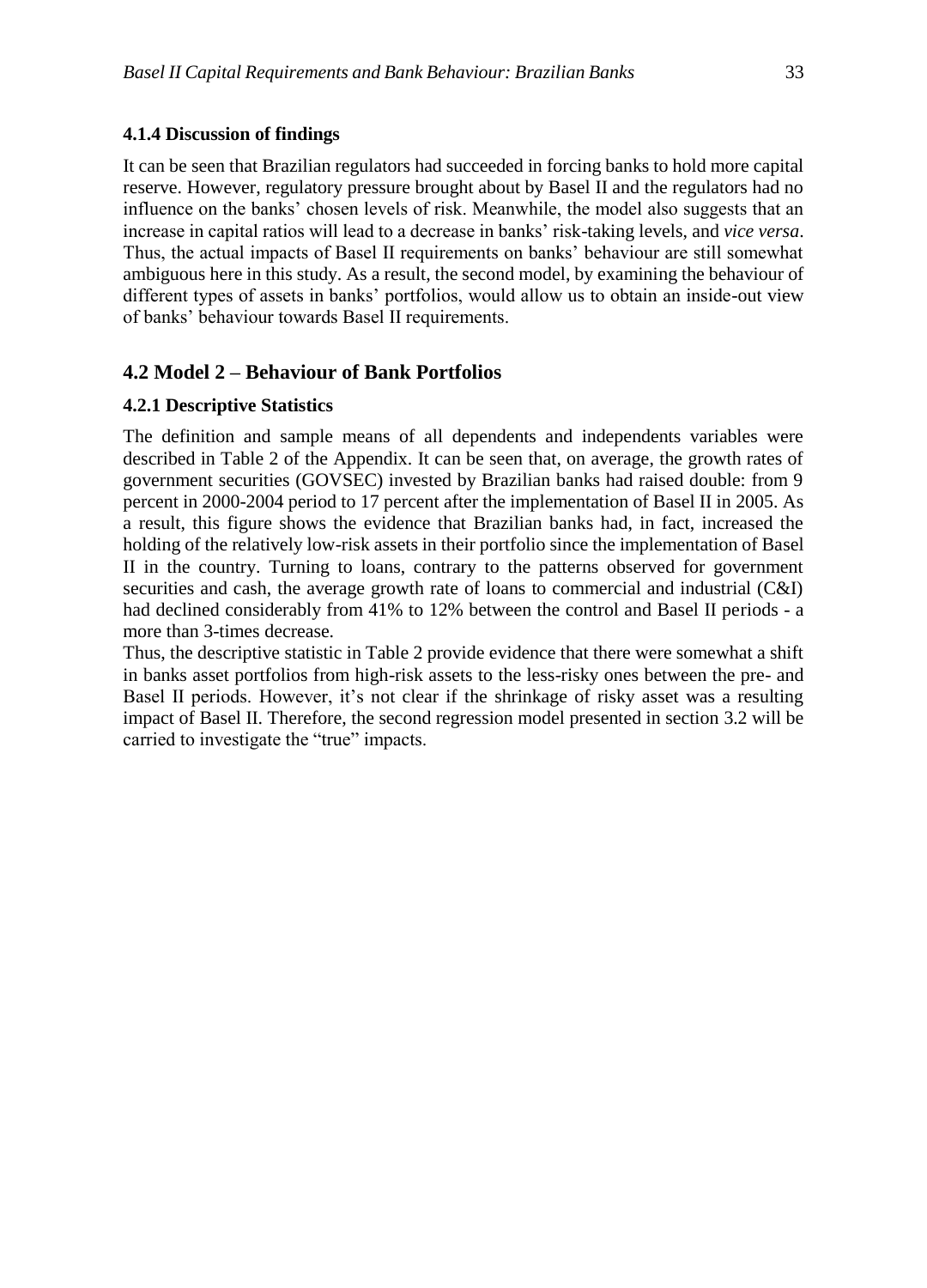### 4.1.4 Discussion of findings

It can be seen that Brazilian regulators had succeeded in forcing banks to hold more capital reserve. However, regulatory pressure brought about by Basel II and the regulators had no influence on the banks' chosen levels of risk. Meanwhile, the model also suggests that an increase in capital ratios will lead to a decrease in banks' risk-taking levels, and *vice versa*. Thus, the actual impacts of Basel II requirements on banks' behaviour are still somewhat ambiguous here in this study. As a result, the second model, by examining the behaviour of different types of assets in banks' portfolios, would allow us to obtain an inside-out view of banks' behaviour towards Basel II requirements.

## 4.2 Model 2 – Behaviour of Bank Portfolios

### 4.2.1 Descriptive Statistics

The definition and sample means of all dependents and independents variables were described in Table 2 of the Appendix. It can be seen that, on average, the growth rates of government securities (GOVSEC) invested by Brazilian banks had raised double: from 9 percent in 2000-2004 period to 17 percent after the implementation of Basel II in 2005. As a result, this figure shows the evidence that Brazilian banks had, in fact, increased the holding of the relatively low-risk assets in their portfolio since the implementation of Basel II in the country. Turning to loans, contrary to the patterns observed for government securities and cash, the average growth rate of loans to commercial and industrial (C&I) had declined considerably from 41% to 12% between the control and Basel II periods - a more than 3-times decrease.

Thus, the descriptive statistic in Table 2 provide evidence that there were somewhat a shift in banks asset portfolios from high-risk assets to the less-risky ones between the pre- and Basel II periods. However, it's not clear if the shrinkage of risky asset was a resulting impact of Basel II. Therefore, the second regression model presented in section 3.2 will be carried to investigate the "true" impacts.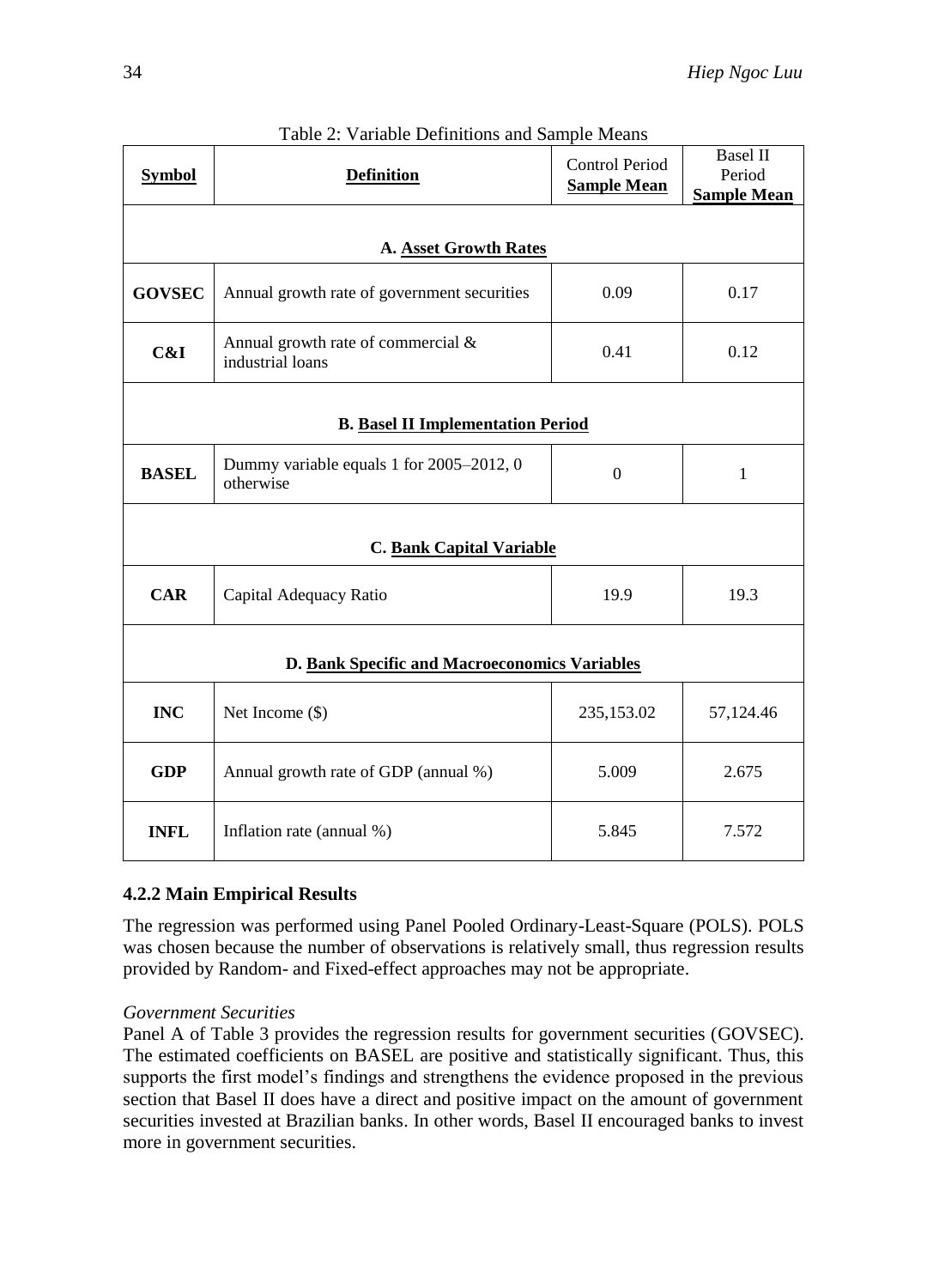Table 2: Variable Definitions and Sample Means

| **Symbol** | **Definition** | Control Period **Sample Mean** | Basel II Period **Sample Mean** |
|---|---|---|---|
| | **A. Asset Growth Rates** | | |
| **GOVSEC** | Annual growth rate of government securities | 0.09 | 0.17 |
| **C&I** | Annual growth rate of commercial & industrial loans | 0.41 | 0.12 |
| | **B. Basel II Implementation Period** | | |
| **BASEL** | Dummy variable equals 1 for 2005–2012, 0 otherwise | 0 | 1 |
| | **C. Bank Capital Variable** | | |
| **CAR** | Capital Adequacy Ratio | 19.9 | 19.3 |
| | **D. Bank Specific and Macroeconomics Variables** | | |
| **INC** | Net Income ($) | 235,153.02 | 57,124.46 |
| **GDP** | Annual growth rate of GDP (annual %) | 5.009 | 2.675 |
| **INFL** | Inflation rate (annual %) | 5.845 | 7.572 |

### 4.2.2 Main Empirical Results

The regression was performed using Panel Pooled Ordinary-Least-Square (POLS). POLS was chosen because the number of observations is relatively small, thus regression results provided by Random- and Fixed-effect approaches may not be appropriate.

*Government Securities*

Panel A of Table 3 provides the regression results for government securities (GOVSEC). The estimated coefficients on BASEL are positive and statistically significant. Thus, this supports the first model's findings and strengthens the evidence proposed in the previous section that Basel II does have a direct and positive impact on the amount of government securities invested at Brazilian banks. In other words, Basel II encouraged banks to invest more in government securities.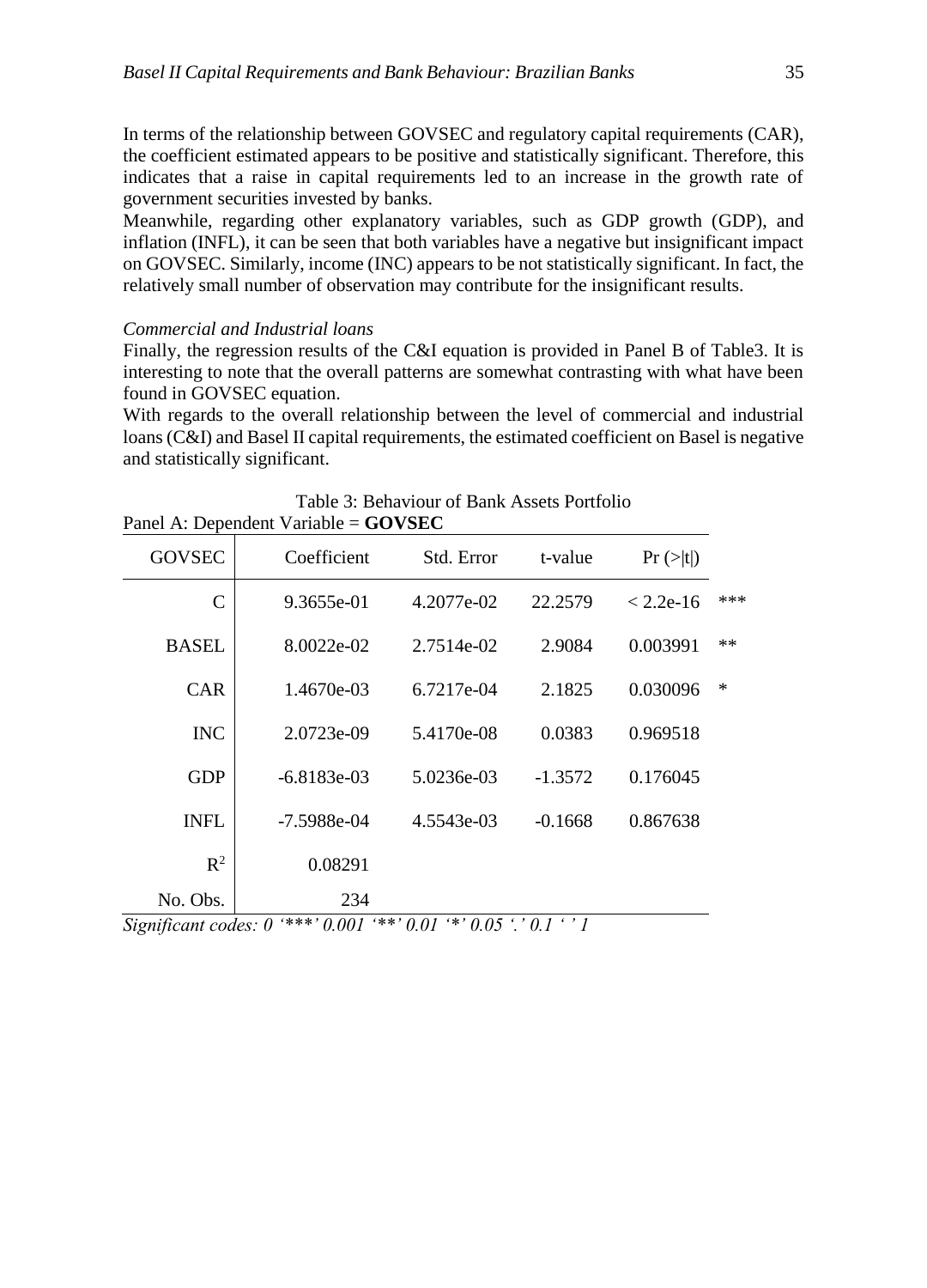In terms of the relationship between GOVSEC and regulatory capital requirements (CAR), the coefficient estimated appears to be positive and statistically significant. Therefore, this indicates that a raise in capital requirements led to an increase in the growth rate of government securities invested by banks.

Meanwhile, regarding other explanatory variables, such as GDP growth (GDP), and inflation (INFL), it can be seen that both variables have a negative but insignificant impact on GOVSEC. Similarly, income (INC) appears to be not statistically significant. In fact, the relatively small number of observation may contribute for the insignificant results.

*Commercial and Industrial loans*

Finally, the regression results of the C&I equation is provided in Panel B of Table3. It is interesting to note that the overall patterns are somewhat contrasting with what have been found in GOVSEC equation.

With regards to the overall relationship between the level of commercial and industrial loans (C&I) and Basel II capital requirements, the estimated coefficient on Basel is negative and statistically significant.

Table 3: Behaviour of Bank Assets Portfolio

Panel A: Dependent Variable = **GOVSEC**

| GOVSEC | Coefficient | Std. Error | t-value | Pr (>\|t\|) | |
|---|---|---|---|---|---|
| C | 9.3655e-01 | 4.2077e-02 | 22.2579 | < 2.2e-16 | *** |
| BASEL | 8.0022e-02 | 2.7514e-02 | 2.9084 | 0.003991 | ** |
| CAR | 1.4670e-03 | 6.7217e-04 | 2.1825 | 0.030096 | * |
| INC | 2.0723e-09 | 5.4170e-08 | 0.0383 | 0.969518 | |
| GDP | -6.8183e-03 | 5.0236e-03 | -1.3572 | 0.176045 | |
| INFL | -7.5988e-04 | 4.5543e-03 | -0.1668 | 0.867638 | |
| $R^2$ | 0.08291 | | | | |
| No. Obs. | 234 | | | | |

*Significant codes: 0 '***' 0.001 '**' 0.01 '*' 0.05 '.' 0.1 ' ' 1*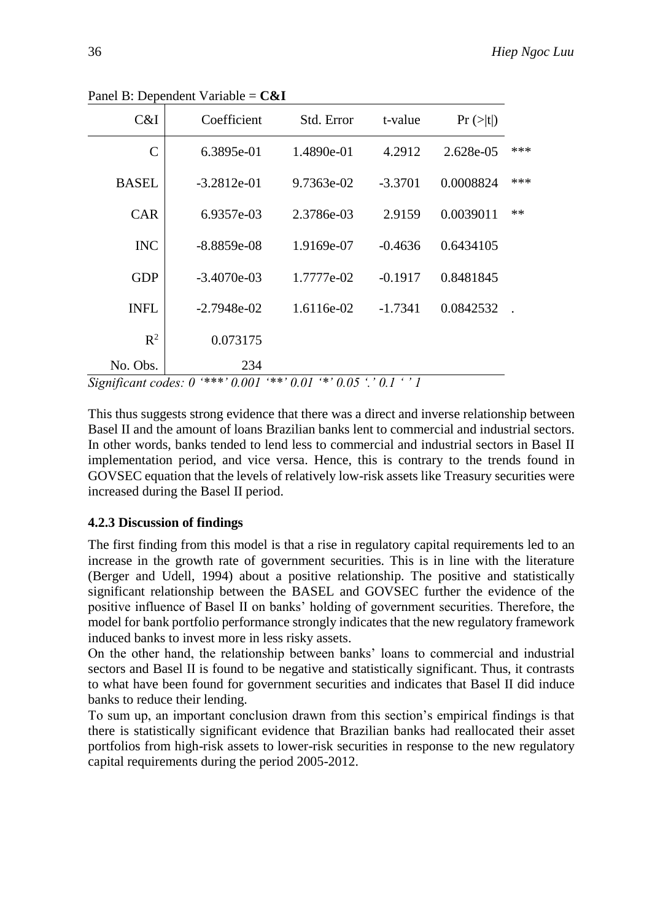Panel B: Dependent Variable = **C&I**

| C&I | Coefficient | Std. Error | t-value | Pr (>\|t\|) | |
|---|---|---|---|---|---|
| C | 6.3895e-01 | 1.4890e-01 | 4.2912 | 2.628e-05 | *** |
| BASEL | -3.2812e-01 | 9.7363e-02 | -3.3701 | 0.0008824 | *** |
| CAR | 6.9357e-03 | 2.3786e-03 | 2.9159 | 0.0039011 | ** |
| INC | -8.8859e-08 | 1.9169e-07 | -0.4636 | 0.6434105 | |
| GDP | -3.4070e-03 | 1.7777e-02 | -0.1917 | 0.8481845 | |
| INFL | -2.7948e-02 | 1.6116e-02 | -1.7341 | 0.0842532 | . |
| $R^2$ | 0.073175 | | | | |
| No. Obs. | 234 | | | | |

*Significant codes: 0 '***' 0.001 '**' 0.01 '*' 0.05 '.' 0.1 ' ' 1*

This thus suggests strong evidence that there was a direct and inverse relationship between Basel II and the amount of loans Brazilian banks lent to commercial and industrial sectors. In other words, banks tended to lend less to commercial and industrial sectors in Basel II implementation period, and vice versa. Hence, this is contrary to the trends found in GOVSEC equation that the levels of relatively low-risk assets like Treasury securities were increased during the Basel II period.

### 4.2.3 Discussion of findings

The first finding from this model is that a rise in regulatory capital requirements led to an increase in the growth rate of government securities. This is in line with the literature (Berger and Udell, 1994) about a positive relationship. The positive and statistically significant relationship between the BASEL and GOVSEC further the evidence of the positive influence of Basel II on banks' holding of government securities. Therefore, the model for bank portfolio performance strongly indicates that the new regulatory framework induced banks to invest more in less risky assets.

On the other hand, the relationship between banks' loans to commercial and industrial sectors and Basel II is found to be negative and statistically significant. Thus, it contrasts to what have been found for government securities and indicates that Basel II did induce banks to reduce their lending.

To sum up, an important conclusion drawn from this section's empirical findings is that there is statistically significant evidence that Brazilian banks had reallocated their asset portfolios from high-risk assets to lower-risk securities in response to the new regulatory capital requirements during the period 2005-2012.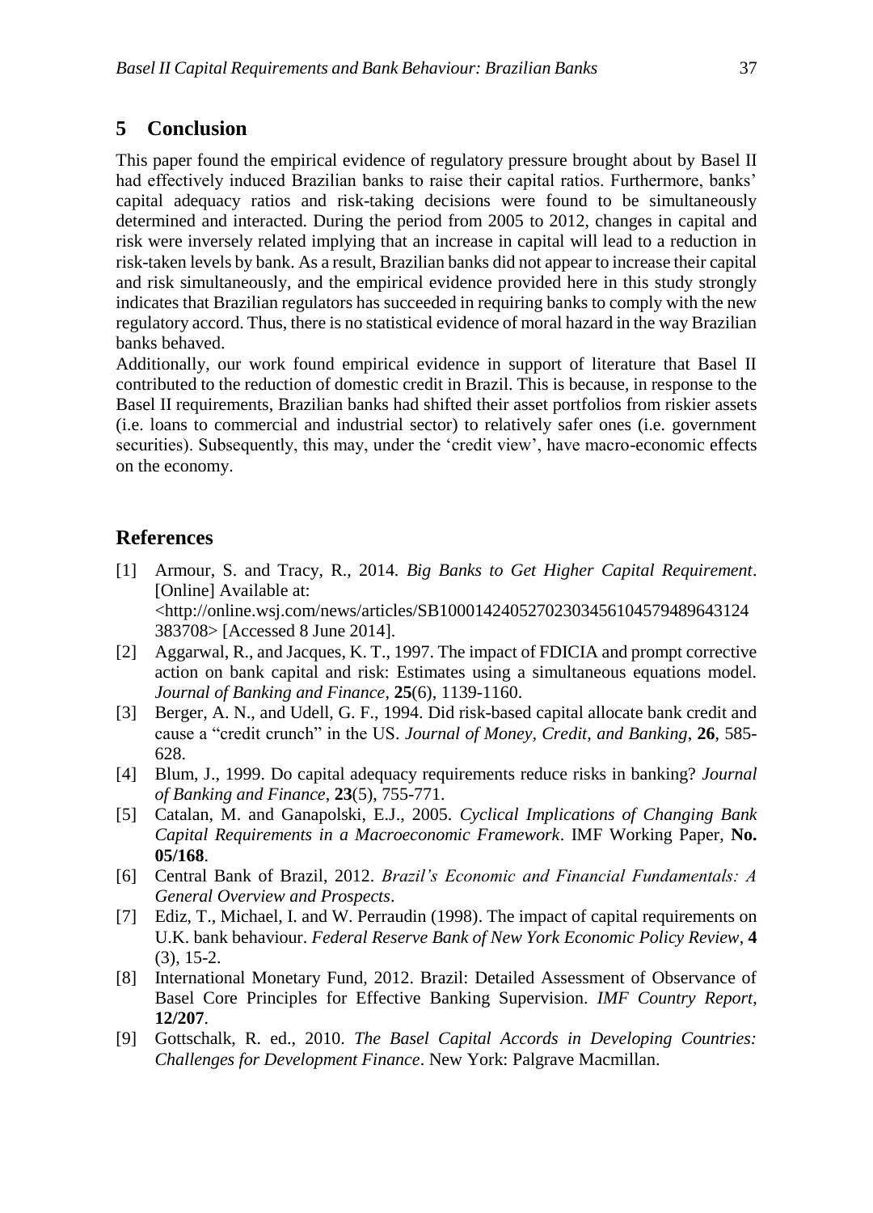## 5 Conclusion

This paper found the empirical evidence of regulatory pressure brought about by Basel II had effectively induced Brazilian banks to raise their capital ratios. Furthermore, banks' capital adequacy ratios and risk-taking decisions were found to be simultaneously determined and interacted. During the period from 2005 to 2012, changes in capital and risk were inversely related implying that an increase in capital will lead to a reduction in risk-taken levels by bank. As a result, Brazilian banks did not appear to increase their capital and risk simultaneously, and the empirical evidence provided here in this study strongly indicates that Brazilian regulators has succeeded in requiring banks to comply with the new regulatory accord. Thus, there is no statistical evidence of moral hazard in the way Brazilian banks behaved.

Additionally, our work found empirical evidence in support of literature that Basel II contributed to the reduction of domestic credit in Brazil. This is because, in response to the Basel II requirements, Brazilian banks had shifted their asset portfolios from riskier assets (i.e. loans to commercial and industrial sector) to relatively safer ones (i.e. government securities). Subsequently, this may, under the 'credit view', have macro-economic effects on the economy.

## References

[1] Armour, S. and Tracy, R., 2014. *Big Banks to Get Higher Capital Requirement*. [Online] Available at: <http://online.wsj.com/news/articles/SB10001424052702303456104579489643124383708> [Accessed 8 June 2014].

[2] Aggarwal, R., and Jacques, K. T., 1997. The impact of FDICIA and prompt corrective action on bank capital and risk: Estimates using a simultaneous equations model. *Journal of Banking and Finance*, **25**(6), 1139-1160.

[3] Berger, A. N., and Udell, G. F., 1994. Did risk-based capital allocate bank credit and cause a "credit crunch" in the US. *Journal of Money, Credit, and Banking*, **26**, 585-628.

[4] Blum, J., 1999. Do capital adequacy requirements reduce risks in banking? *Journal of Banking and Finance*, **23**(5), 755-771.

[5] Catalan, M. and Ganapolski, E.J., 2005. *Cyclical Implications of Changing Bank Capital Requirements in a Macroeconomic Framework*. IMF Working Paper, **No. 05/168**.

[6] Central Bank of Brazil, 2012. *Brazil's Economic and Financial Fundamentals: A General Overview and Prospects*.

[7] Ediz, T., Michael, I. and W. Perraudin (1998). The impact of capital requirements on U.K. bank behaviour. *Federal Reserve Bank of New York Economic Policy Review*, **4** (3), 15-2.

[8] International Monetary Fund, 2012. Brazil: Detailed Assessment of Observance of Basel Core Principles for Effective Banking Supervision. *IMF Country Report*, **12/207**.

[9] Gottschalk, R. ed., 2010. *The Basel Capital Accords in Developing Countries: Challenges for Development Finance*. New York: Palgrave Macmillan.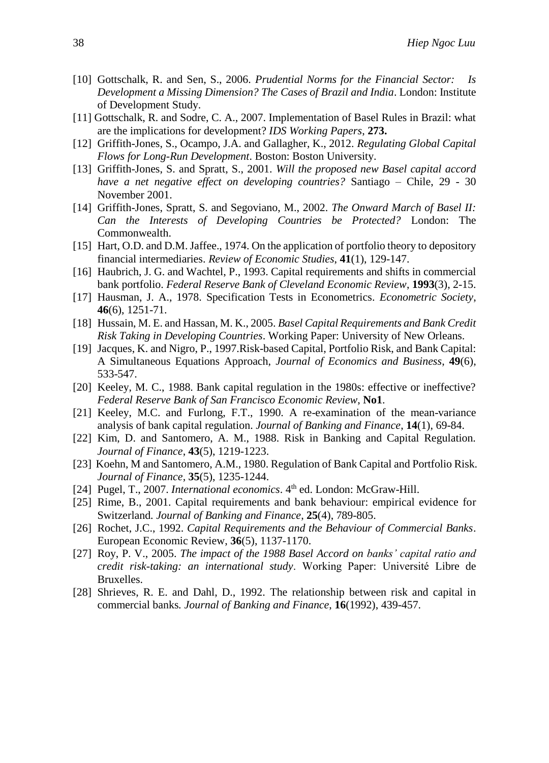[10] Gottschalk, R. and Sen, S., 2006. *Prudential Norms for the Financial Sector: Is Development a Missing Dimension? The Cases of Brazil and India*. London: Institute of Development Study.

[11] Gottschalk, R. and Sodre, C. A., 2007. Implementation of Basel Rules in Brazil: what are the implications for development? *IDS Working Papers*, **273.**

[12] Griffith-Jones, S., Ocampo, J.A. and Gallagher, K., 2012. *Regulating Global Capital Flows for Long-Run Development*. Boston: Boston University.

[13] Griffith-Jones, S. and Spratt, S., 2001. *Will the proposed new Basel capital accord have a net negative effect on developing countries?* Santiago – Chile, 29 - 30 November 2001.

[14] Griffith-Jones, Spratt, S. and Segoviano, M., 2002. *The Onward March of Basel II: Can the Interests of Developing Countries be Protected?* London: The Commonwealth.

[15] Hart, O.D. and D.M. Jaffee., 1974. On the application of portfolio theory to depository financial intermediaries. *Review of Economic Studies*, **41**(1), 129-147.

[16] Haubrich, J. G. and Wachtel, P., 1993. Capital requirements and shifts in commercial bank portfolio. *Federal Reserve Bank of Cleveland Economic Review*, **1993**(3), 2-15.

[17] Hausman, J. A., 1978. Specification Tests in Econometrics. *Econometric Society*, **46**(6), 1251-71.

[18] Hussain, M. E. and Hassan, M. K., 2005. *Basel Capital Requirements and Bank Credit Risk Taking in Developing Countries*. Working Paper: University of New Orleans.

[19] Jacques, K. and Nigro, P., 1997.Risk-based Capital, Portfolio Risk, and Bank Capital: A Simultaneous Equations Approach, *Journal of Economics and Business*, **49**(6), 533-547.

[20] Keeley, M. C., 1988. Bank capital regulation in the 1980s: effective or ineffective? *Federal Reserve Bank of San Francisco Economic Review*, **No1**.

[21] Keeley, M.C. and Furlong, F.T., 1990. A re-examination of the mean-variance analysis of bank capital regulation. *Journal of Banking and Finance*, **14**(1), 69-84.

[22] Kim, D. and Santomero, A. M., 1988. Risk in Banking and Capital Regulation. *Journal of Finance*, **43**(5), 1219-1223.

[23] Koehn, M and Santomero, A.M., 1980. Regulation of Bank Capital and Portfolio Risk. *Journal of Finance*, **35**(5), 1235-1244.

[24] Pugel, T., 2007. *International economics*. 4th ed. London: McGraw-Hill.

[25] Rime, B., 2001. Capital requirements and bank behaviour: empirical evidence for Switzerland. *Journal of Banking and Finance*, **25**(4), 789-805.

[26] Rochet, J.C., 1992. *Capital Requirements and the Behaviour of Commercial Banks*. European Economic Review, **36**(5), 1137-1170.

[27] Roy, P. V., 2005. *The impact of the 1988 Basel Accord on banks' capital ratio and credit risk-taking: an international study*. Working Paper: Université Libre de Bruxelles.

[28] Shrieves, R. E. and Dahl, D., 1992. The relationship between risk and capital in commercial banks. *Journal of Banking and Finance*, **16**(1992), 439-457.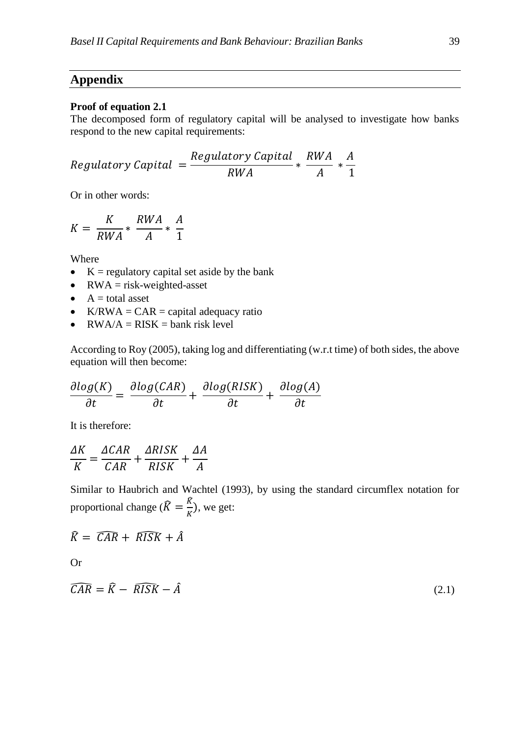## Appendix

**Proof of equation 2.1**

The decomposed form of regulatory capital will be analysed to investigate how banks respond to the new capital requirements:

$$Regulatory\ Capital\ = \frac{Regulatory\ Capital}{RWA} * \frac{RWA}{A} * \frac{A}{1}$$

Or in other words:

$$K = \frac{K}{RWA} * \frac{RWA}{A} * \frac{A}{1}$$

Where

- K = regulatory capital set aside by the bank
- RWA = risk-weighted-asset
- A = total asset
- K/RWA = CAR = capital adequacy ratio
- RWA/A = RISK = bank risk level

According to Roy (2005), taking log and differentiating (w.r.t time) of both sides, the above equation will then become:

$$\frac{\partial log(K)}{\partial t} = \frac{\partial log(CAR)}{\partial t} + \frac{\partial log(RISK)}{\partial t} + \frac{\partial log(A)}{\partial t}$$

It is therefore:

$$\frac{\Delta K}{K} = \frac{\Delta CAR}{CAR} + \frac{\Delta RISK}{RISK} + \frac{\Delta A}{A}$$

Similar to Haubrich and Wachtel (1993), by using the standard circumflex notation for proportional change ($\widehat{K} = \frac{\dot{K}}{K}$), we get:

$$\widehat{K} = \widehat{CAR} + \widehat{RISK} + \hat{A}$$

Or

$$\widehat{CAR} = \widehat{K} - \widehat{RISK} - \hat{A} \tag{2.1}$$